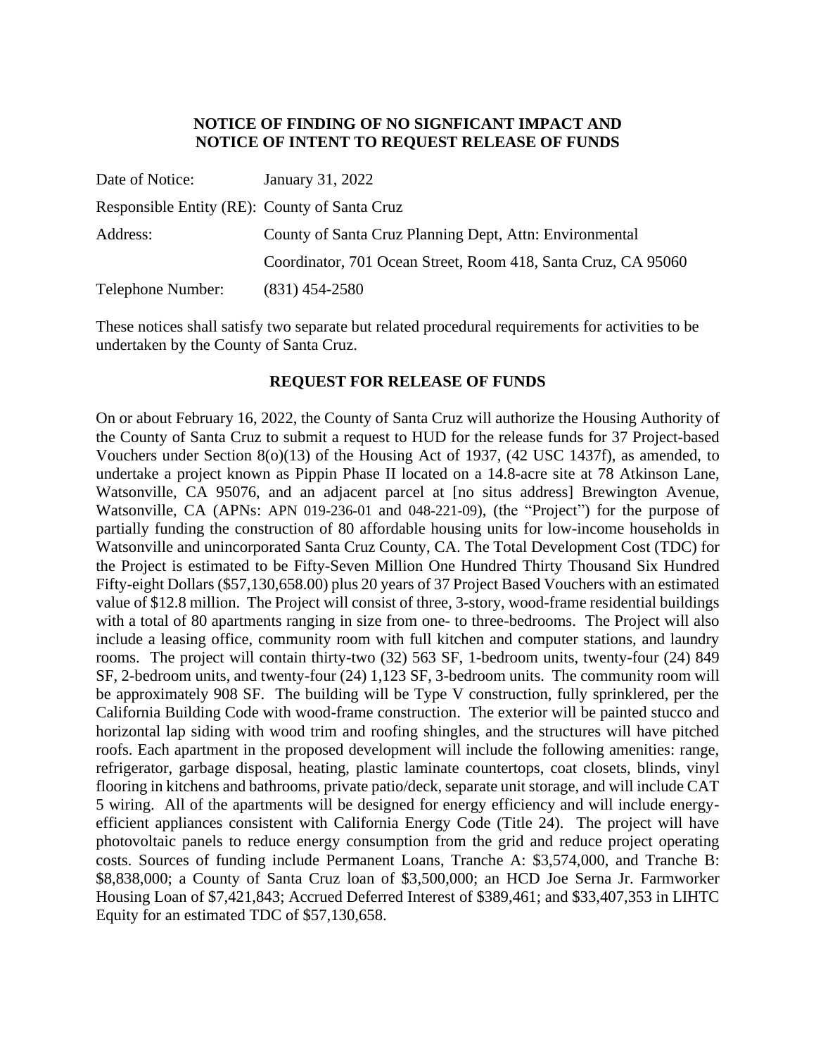# NOTICE OF FINDING OF NO SIGNFICANT IMPACT AND NOTICE OF INTENT TO REQUEST RELEASE OF FUNDS

Date of Notice: January 31, 2022

Responsible Entity (RE): County of Santa Cruz

Address: County of Santa Cruz Planning Dept, Attn: Environmental Coordinator, 701 Ocean Street, Room 418, Santa Cruz, CA 95060

Telephone Number: (831) 454-2580

These notices shall satisfy two separate but related procedural requirements for activities to be undertaken by the County of Santa Cruz.

## REQUEST FOR RELEASE OF FUNDS

On or about February 16, 2022, the County of Santa Cruz will authorize the Housing Authority of the County of Santa Cruz to submit a request to HUD for the release funds for 37 Project-based Vouchers under Section 8(o)(13) of the Housing Act of 1937, (42 USC 1437f), as amended, to undertake a project known as Pippin Phase II located on a 14.8-acre site at 78 Atkinson Lane, Watsonville, CA 95076, and an adjacent parcel at [no situs address] Brewington Avenue, Watsonville, CA (APNs: APN 019-236-01 and 048-221-09), (the "Project") for the purpose of partially funding the construction of 80 affordable housing units for low-income households in Watsonville and unincorporated Santa Cruz County, CA. The Total Development Cost (TDC) for the Project is estimated to be Fifty-Seven Million One Hundred Thirty Thousand Six Hundred Fifty-eight Dollars ($57,130,658.00) plus 20 years of 37 Project Based Vouchers with an estimated value of $12.8 million. The Project will consist of three, 3-story, wood-frame residential buildings with a total of 80 apartments ranging in size from one- to three-bedrooms. The Project will also include a leasing office, community room with full kitchen and computer stations, and laundry rooms. The project will contain thirty-two (32) 563 SF, 1-bedroom units, twenty-four (24) 849 SF, 2-bedroom units, and twenty-four (24) 1,123 SF, 3-bedroom units. The community room will be approximately 908 SF. The building will be Type V construction, fully sprinklered, per the California Building Code with wood-frame construction. The exterior will be painted stucco and horizontal lap siding with wood trim and roofing shingles, and the structures will have pitched roofs. Each apartment in the proposed development will include the following amenities: range, refrigerator, garbage disposal, heating, plastic laminate countertops, coat closets, blinds, vinyl flooring in kitchens and bathrooms, private patio/deck, separate unit storage, and will include CAT 5 wiring. All of the apartments will be designed for energy efficiency and will include energy-efficient appliances consistent with California Energy Code (Title 24). The project will have photovoltaic panels to reduce energy consumption from the grid and reduce project operating costs. Sources of funding include Permanent Loans, Tranche A: $3,574,000, and Tranche B: $8,838,000; a County of Santa Cruz loan of $3,500,000; an HCD Joe Serna Jr. Farmworker Housing Loan of $7,421,843; Accrued Deferred Interest of $389,461; and $33,407,353 in LIHTC Equity for an estimated TDC of $57,130,658.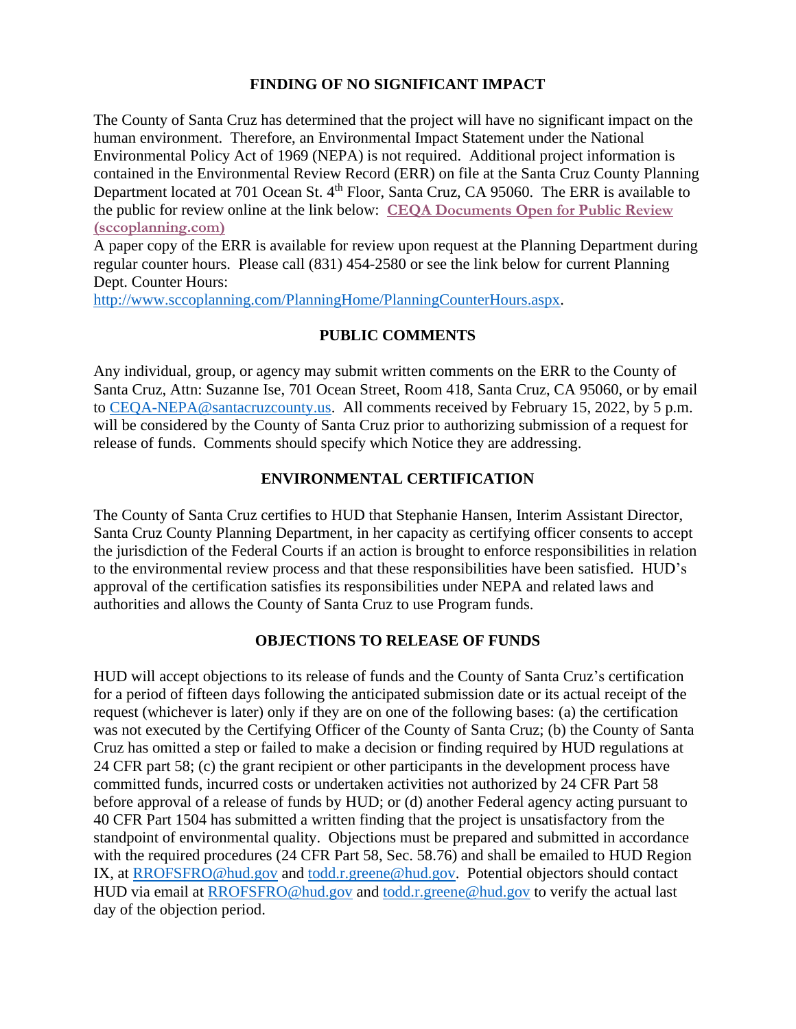## FINDING OF NO SIGNIFICANT IMPACT

The County of Santa Cruz has determined that the project will have no significant impact on the human environment. Therefore, an Environmental Impact Statement under the National Environmental Policy Act of 1969 (NEPA) is not required. Additional project information is contained in the Environmental Review Record (ERR) on file at the Santa Cruz County Planning Department located at 701 Ocean St. 4th Floor, Santa Cruz, CA 95060. The ERR is available to the public for review online at the link below: **CEQA Documents Open for Public Review (sccoplanning.com)**
A paper copy of the ERR is available for review upon request at the Planning Department during regular counter hours. Please call (831) 454-2580 or see the link below for current Planning Dept. Counter Hours:
http://www.sccoplanning.com/PlanningHome/PlanningCounterHours.aspx.

## PUBLIC COMMENTS

Any individual, group, or agency may submit written comments on the ERR to the County of Santa Cruz, Attn: Suzanne Ise, 701 Ocean Street, Room 418, Santa Cruz, CA 95060, or by email to CEQA-NEPA@santacruzcounty.us. All comments received by February 15, 2022, by 5 p.m. will be considered by the County of Santa Cruz prior to authorizing submission of a request for release of funds. Comments should specify which Notice they are addressing.

## ENVIRONMENTAL CERTIFICATION

The County of Santa Cruz certifies to HUD that Stephanie Hansen, Interim Assistant Director, Santa Cruz County Planning Department, in her capacity as certifying officer consents to accept the jurisdiction of the Federal Courts if an action is brought to enforce responsibilities in relation to the environmental review process and that these responsibilities have been satisfied. HUD's approval of the certification satisfies its responsibilities under NEPA and related laws and authorities and allows the County of Santa Cruz to use Program funds.

## OBJECTIONS TO RELEASE OF FUNDS

HUD will accept objections to its release of funds and the County of Santa Cruz's certification for a period of fifteen days following the anticipated submission date or its actual receipt of the request (whichever is later) only if they are on one of the following bases: (a) the certification was not executed by the Certifying Officer of the County of Santa Cruz; (b) the County of Santa Cruz has omitted a step or failed to make a decision or finding required by HUD regulations at 24 CFR part 58; (c) the grant recipient or other participants in the development process have committed funds, incurred costs or undertaken activities not authorized by 24 CFR Part 58 before approval of a release of funds by HUD; or (d) another Federal agency acting pursuant to 40 CFR Part 1504 has submitted a written finding that the project is unsatisfactory from the standpoint of environmental quality. Objections must be prepared and submitted in accordance with the required procedures (24 CFR Part 58, Sec. 58.76) and shall be emailed to HUD Region IX, at RROFSFRO@hud.gov and todd.r.greene@hud.gov. Potential objectors should contact HUD via email at RROFSFRO@hud.gov and todd.r.greene@hud.gov to verify the actual last day of the objection period.